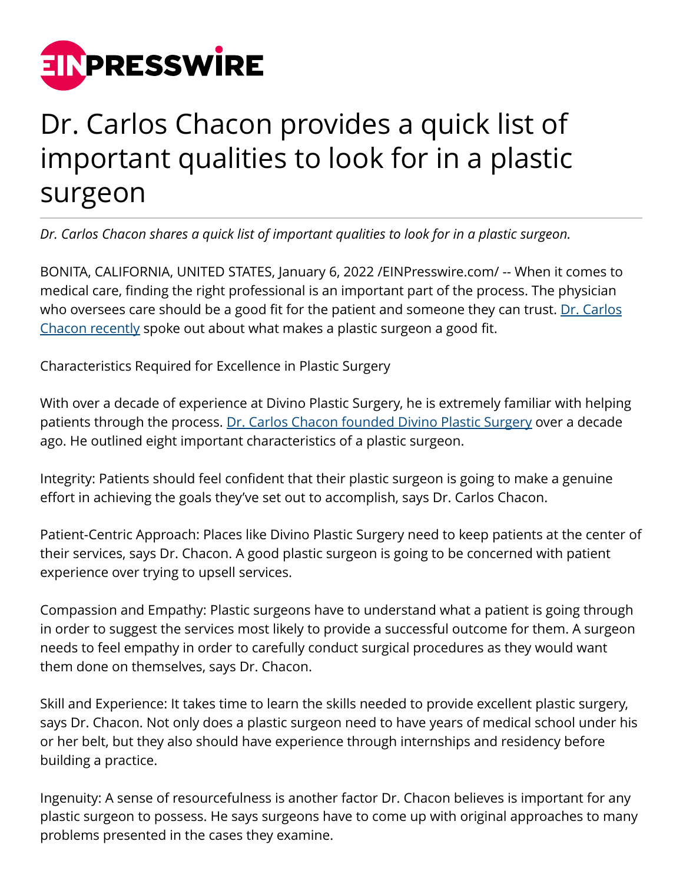# Dr. Carlos Chacon provides a quick list of important qualities to look for in a plastic surgeon

*Dr. Carlos Chacon shares a quick list of important qualities to look for in a plastic surgeon.*

BONITA, CALIFORNIA, UNITED STATES, January 6, 2022 /EINPresswire.com/ -- When it comes to medical care, finding the right professional is an important part of the process. The physician who oversees care should be a good fit for the patient and someone they can trust. [Dr. Carlos Chacon recently] spoke out about what makes a plastic surgeon a good fit.

Characteristics Required for Excellence in Plastic Surgery

With over a decade of experience at Divino Plastic Surgery, he is extremely familiar with helping patients through the process. [Dr. Carlos Chacon founded Divino Plastic Surgery] over a decade ago. He outlined eight important characteristics of a plastic surgeon.

Integrity: Patients should feel confident that their plastic surgeon is going to make a genuine effort in achieving the goals they've set out to accomplish, says Dr. Carlos Chacon.

Patient-Centric Approach: Places like Divino Plastic Surgery need to keep patients at the center of their services, says Dr. Chacon. A good plastic surgeon is going to be concerned with patient experience over trying to upsell services.

Compassion and Empathy: Plastic surgeons have to understand what a patient is going through in order to suggest the services most likely to provide a successful outcome for them. A surgeon needs to feel empathy in order to carefully conduct surgical procedures as they would want them done on themselves, says Dr. Chacon.

Skill and Experience: It takes time to learn the skills needed to provide excellent plastic surgery, says Dr. Chacon. Not only does a plastic surgeon need to have years of medical school under his or her belt, but they also should have experience through internships and residency before building a practice.

Ingenuity: A sense of resourcefulness is another factor Dr. Chacon believes is important for any plastic surgeon to possess. He says surgeons have to come up with original approaches to many problems presented in the cases they examine.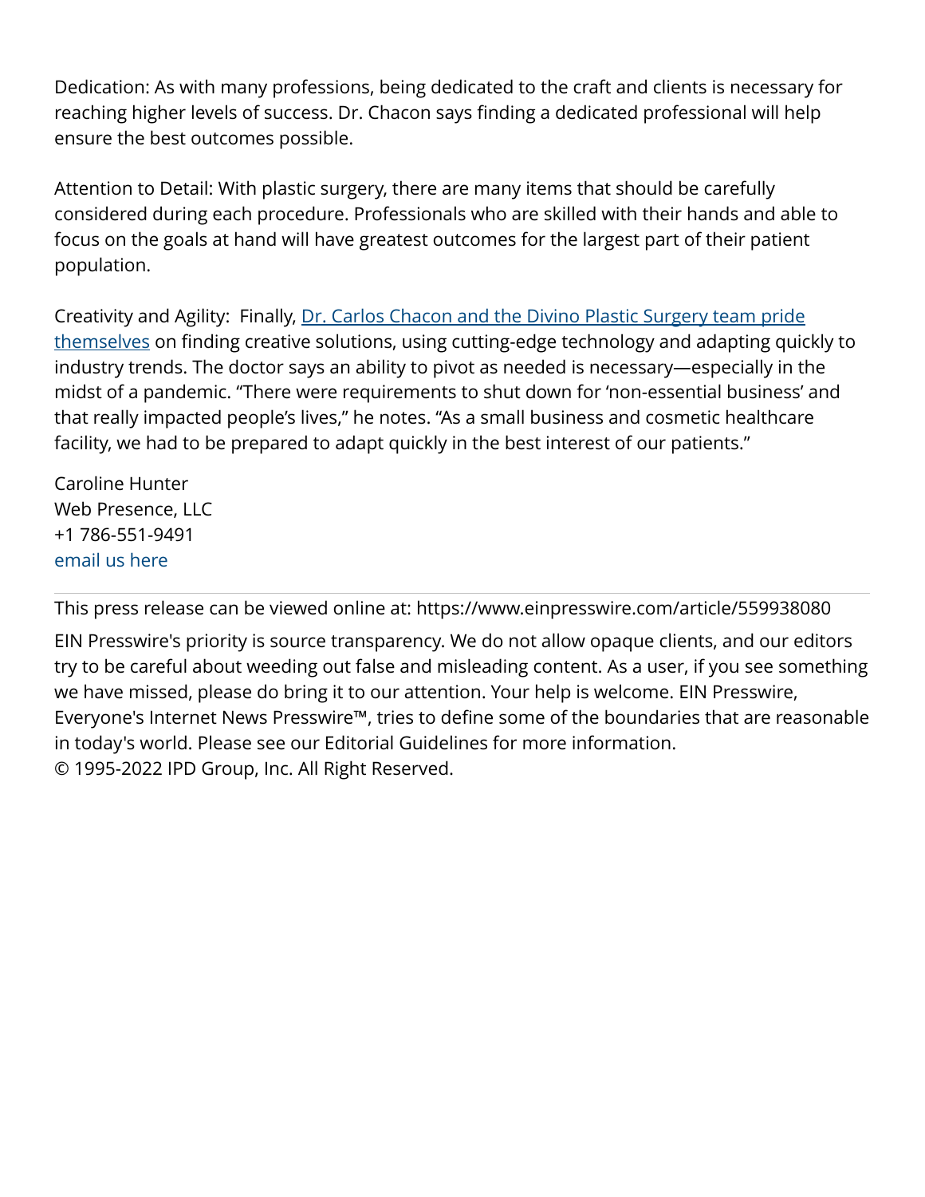Dedication: As with many professions, being dedicated to the craft and clients is necessary for reaching higher levels of success. Dr. Chacon says finding a dedicated professional will help ensure the best outcomes possible.

Attention to Detail: With plastic surgery, there are many items that should be carefully considered during each procedure. Professionals who are skilled with their hands and able to focus on the goals at hand will have greatest outcomes for the largest part of their patient population.

Creativity and Agility:  Finally, Dr. Carlos Chacon and the Divino Plastic Surgery team pride themselves on finding creative solutions, using cutting-edge technology and adapting quickly to industry trends. The doctor says an ability to pivot as needed is necessary—especially in the midst of a pandemic. "There were requirements to shut down for 'non-essential business' and that really impacted people's lives," he notes. "As a small business and cosmetic healthcare facility, we had to be prepared to adapt quickly in the best interest of our patients."

Caroline Hunter
Web Presence, LLC
+1 786-551-9491
email us here

---

This press release can be viewed online at: https://www.einpresswire.com/article/559938080

EIN Presswire's priority is source transparency. We do not allow opaque clients, and our editors try to be careful about weeding out false and misleading content. As a user, if you see something we have missed, please do bring it to our attention. Your help is welcome. EIN Presswire, Everyone's Internet News Presswire™, tries to define some of the boundaries that are reasonable in today's world. Please see our Editorial Guidelines for more information.
© 1995-2022 IPD Group, Inc. All Right Reserved.